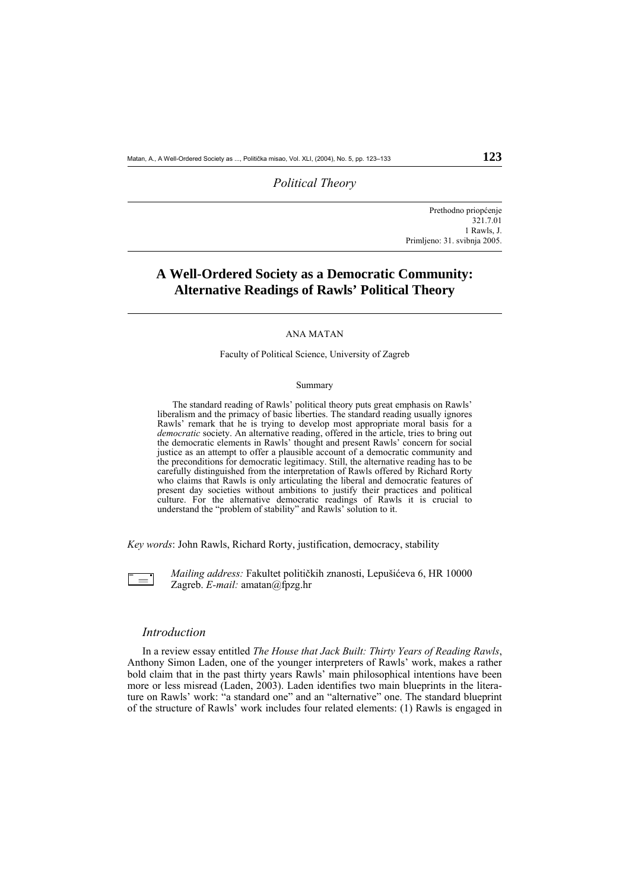*Political Theory*

Prethodno priopćenje
321.7.01
1 Rawls, J.
Primljeno: 31. svibnja 2005.

# A Well-Ordered Society as a Democratic Community: Alternative Readings of Rawls' Political Theory

ANA MATAN

Faculty of Political Science, University of Zagreb

Summary

The standard reading of Rawls' political theory puts great emphasis on Rawls' liberalism and the primacy of basic liberties. The standard reading usually ignores Rawls' remark that he is trying to develop most appropriate moral basis for a *democratic* society. An alternative reading, offered in the article, tries to bring out the democratic elements in Rawls' thought and present Rawls' concern for social justice as an attempt to offer a plausible account of a democratic community and the preconditions for democratic legitimacy. Still, the alternative reading has to be carefully distinguished from the interpretation of Rawls offered by Richard Rorty who claims that Rawls is only articulating the liberal and democratic features of present day societies without ambitions to justify their practices and political culture. For the alternative democratic readings of Rawls it is crucial to understand the "problem of stability" and Rawls' solution to it.

*Key words*: John Rawls, Richard Rorty, justification, democracy, stability

*Mailing address:* Fakultet političkih znanosti, Lepušićeva 6, HR 10000 Zagreb. *E-mail:* amatan@fpzg.hr

## *Introduction*

In a review essay entitled *The House that Jack Built: Thirty Years of Reading Rawls*, Anthony Simon Laden, one of the younger interpreters of Rawls' work, makes a rather bold claim that in the past thirty years Rawls' main philosophical intentions have been more or less misread (Laden, 2003). Laden identifies two main blueprints in the literature on Rawls' work: "a standard one" and an "alternative" one. The standard blueprint of the structure of Rawls' work includes four related elements: (1) Rawls is engaged in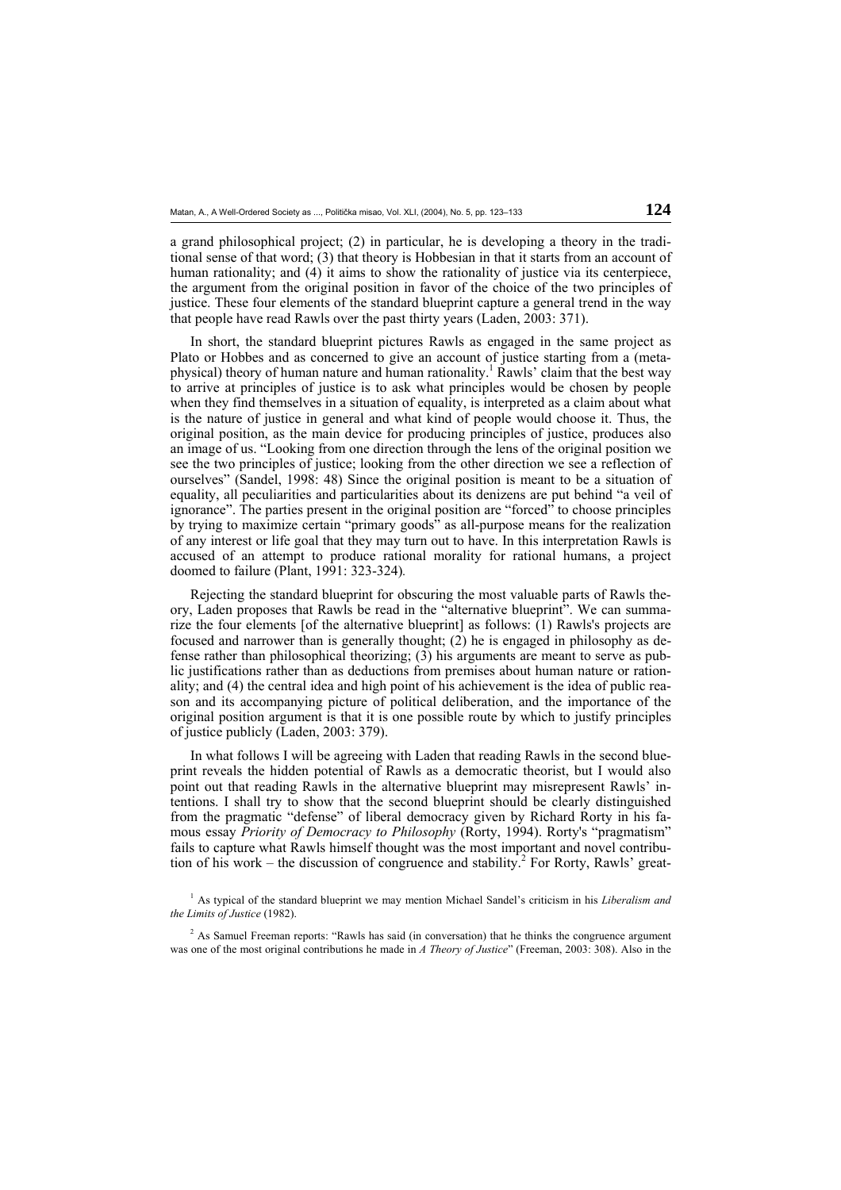a grand philosophical project; (2) in particular, he is developing a theory in the traditional sense of that word; (3) that theory is Hobbesian in that it starts from an account of human rationality; and (4) it aims to show the rationality of justice via its centerpiece, the argument from the original position in favor of the choice of the two principles of justice. These four elements of the standard blueprint capture a general trend in the way that people have read Rawls over the past thirty years (Laden, 2003: 371).

In short, the standard blueprint pictures Rawls as engaged in the same project as Plato or Hobbes and as concerned to give an account of justice starting from a (metaphysical) theory of human nature and human rationality.[1] Rawls' claim that the best way to arrive at principles of justice is to ask what principles would be chosen by people when they find themselves in a situation of equality, is interpreted as a claim about what is the nature of justice in general and what kind of people would choose it. Thus, the original position, as the main device for producing principles of justice, produces also an image of us. "Looking from one direction through the lens of the original position we see the two principles of justice; looking from the other direction we see a reflection of ourselves" (Sandel, 1998: 48) Since the original position is meant to be a situation of equality, all peculiarities and particularities about its denizens are put behind "a veil of ignorance". The parties present in the original position are "forced" to choose principles by trying to maximize certain "primary goods" as all-purpose means for the realization of any interest or life goal that they may turn out to have. In this interpretation Rawls is accused of an attempt to produce rational morality for rational humans, a project doomed to failure (Plant, 1991: 323-324).

Rejecting the standard blueprint for obscuring the most valuable parts of Rawls theory, Laden proposes that Rawls be read in the "alternative blueprint". We can summarize the four elements [of the alternative blueprint] as follows: (1) Rawls's projects are focused and narrower than is generally thought; (2) he is engaged in philosophy as defense rather than philosophical theorizing; (3) his arguments are meant to serve as public justifications rather than as deductions from premises about human nature or rationality; and (4) the central idea and high point of his achievement is the idea of public reason and its accompanying picture of political deliberation, and the importance of the original position argument is that it is one possible route by which to justify principles of justice publicly (Laden, 2003: 379).

In what follows I will be agreeing with Laden that reading Rawls in the second blueprint reveals the hidden potential of Rawls as a democratic theorist, but I would also point out that reading Rawls in the alternative blueprint may misrepresent Rawls' intentions. I shall try to show that the second blueprint should be clearly distinguished from the pragmatic "defense" of liberal democracy given by Richard Rorty in his famous essay *Priority of Democracy to Philosophy* (Rorty, 1994). Rorty's "pragmatism" fails to capture what Rawls himself thought was the most important and novel contribution of his work – the discussion of congruence and stability.[2] For Rorty, Rawls' great-

[1] As typical of the standard blueprint we may mention Michael Sandel's criticism in his *Liberalism and the Limits of Justice* (1982).

[2] As Samuel Freeman reports: "Rawls has said (in conversation) that he thinks the congruence argument was one of the most original contributions he made in *A Theory of Justice*" (Freeman, 2003: 308). Also in the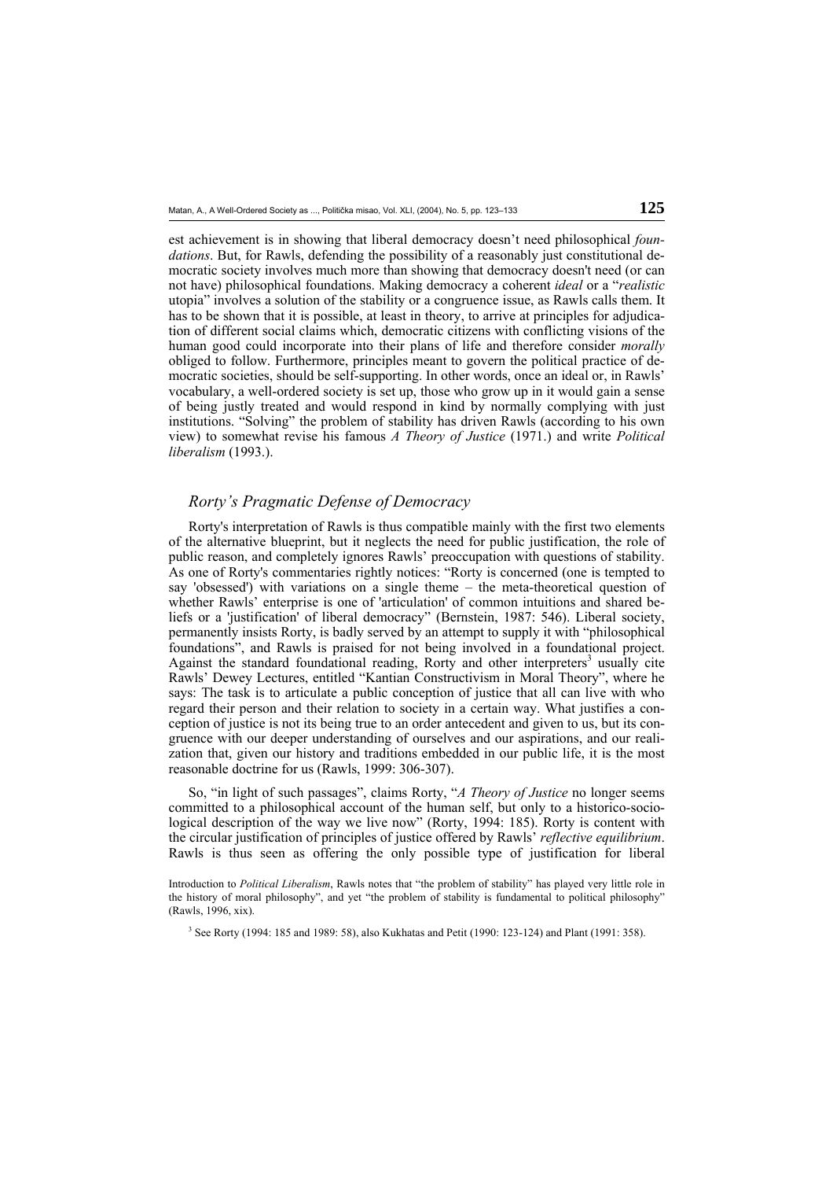est achievement is in showing that liberal democracy doesn't need philosophical *foundations*. But, for Rawls, defending the possibility of a reasonably just constitutional democratic society involves much more than showing that democracy doesn't need (or can not have) philosophical foundations. Making democracy a coherent *ideal* or a "*realistic* utopia" involves a solution of the stability or a congruence issue, as Rawls calls them. It has to be shown that it is possible, at least in theory, to arrive at principles for adjudication of different social claims which, democratic citizens with conflicting visions of the human good could incorporate into their plans of life and therefore consider *morally* obliged to follow. Furthermore, principles meant to govern the political practice of democratic societies, should be self-supporting. In other words, once an ideal or, in Rawls' vocabulary, a well-ordered society is set up, those who grow up in it would gain a sense of being justly treated and would respond in kind by normally complying with just institutions. "Solving" the problem of stability has driven Rawls (according to his own view) to somewhat revise his famous *A Theory of Justice* (1971.) and write *Political liberalism* (1993.).

## *Rorty's Pragmatic Defense of Democracy*

Rorty's interpretation of Rawls is thus compatible mainly with the first two elements of the alternative blueprint, but it neglects the need for public justification, the role of public reason, and completely ignores Rawls' preoccupation with questions of stability. As one of Rorty's commentaries rightly notices: "Rorty is concerned (one is tempted to say 'obsessed') with variations on a single theme – the meta-theoretical question of whether Rawls' enterprise is one of 'articulation' of common intuitions and shared beliefs or a 'justification' of liberal democracy" (Bernstein, 1987: 546). Liberal society, permanently insists Rorty, is badly served by an attempt to supply it with "philosophical foundations", and Rawls is praised for not being involved in a foundational project. Against the standard foundational reading, Rorty and other interpreters[3] usually cite Rawls' Dewey Lectures, entitled "Kantian Constructivism in Moral Theory", where he says: The task is to articulate a public conception of justice that all can live with who regard their person and their relation to society in a certain way. What justifies a conception of justice is not its being true to an order antecedent and given to us, but its congruence with our deeper understanding of ourselves and our aspirations, and our realization that, given our history and traditions embedded in our public life, it is the most reasonable doctrine for us (Rawls, 1999: 306-307).

So, "in light of such passages", claims Rorty, "*A Theory of Justice* no longer seems committed to a philosophical account of the human self, but only to a historico-sociological description of the way we live now" (Rorty, 1994: 185). Rorty is content with the circular justification of principles of justice offered by Rawls' *reflective equilibrium*. Rawls is thus seen as offering the only possible type of justification for liberal

Introduction to *Political Liberalism*, Rawls notes that "the problem of stability" has played very little role in the history of moral philosophy", and yet "the problem of stability is fundamental to political philosophy" (Rawls, 1996, xix).

[3] See Rorty (1994: 185 and 1989: 58), also Kukhatas and Petit (1990: 123-124) and Plant (1991: 358).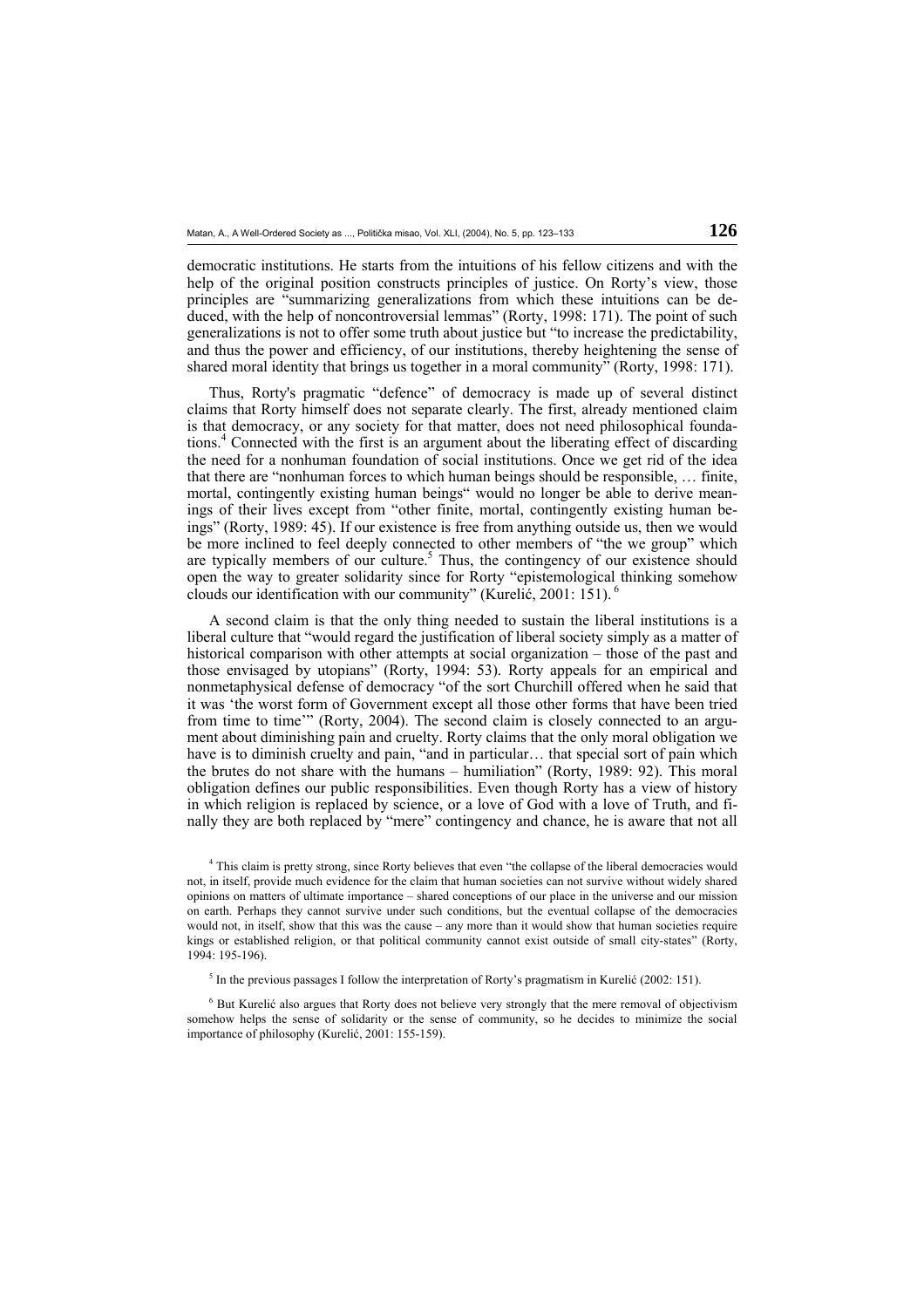democratic institutions. He starts from the intuitions of his fellow citizens and with the help of the original position constructs principles of justice. On Rorty's view, those principles are "summarizing generalizations from which these intuitions can be deduced, with the help of noncontroversial lemmas" (Rorty, 1998: 171). The point of such generalizations is not to offer some truth about justice but "to increase the predictability, and thus the power and efficiency, of our institutions, thereby heightening the sense of shared moral identity that brings us together in a moral community" (Rorty, 1998: 171).

Thus, Rorty's pragmatic "defence" of democracy is made up of several distinct claims that Rorty himself does not separate clearly. The first, already mentioned claim is that democracy, or any society for that matter, does not need philosophical foundations.[4] Connected with the first is an argument about the liberating effect of discarding the need for a nonhuman foundation of social institutions. Once we get rid of the idea that there are "nonhuman forces to which human beings should be responsible, … finite, mortal, contingently existing human beings" would no longer be able to derive meanings of their lives except from "other finite, mortal, contingently existing human beings" (Rorty, 1989: 45). If our existence is free from anything outside us, then we would be more inclined to feel deeply connected to other members of "the we group" which are typically members of our culture.[5] Thus, the contingency of our existence should open the way to greater solidarity since for Rorty "epistemological thinking somehow clouds our identification with our community" (Kurelić, 2001: 151).[6]

A second claim is that the only thing needed to sustain the liberal institutions is a liberal culture that "would regard the justification of liberal society simply as a matter of historical comparison with other attempts at social organization – those of the past and those envisaged by utopians" (Rorty, 1994: 53). Rorty appeals for an empirical and nonmetaphysical defense of democracy "of the sort Churchill offered when he said that it was 'the worst form of Government except all those other forms that have been tried from time to time'" (Rorty, 2004). The second claim is closely connected to an argument about diminishing pain and cruelty. Rorty claims that the only moral obligation we have is to diminish cruelty and pain, "and in particular… that special sort of pain which the brutes do not share with the humans – humiliation" (Rorty, 1989: 92). This moral obligation defines our public responsibilities. Even though Rorty has a view of history in which religion is replaced by science, or a love of God with a love of Truth, and finally they are both replaced by "mere" contingency and chance, he is aware that not all

[4] This claim is pretty strong, since Rorty believes that even "the collapse of the liberal democracies would not, in itself, provide much evidence for the claim that human societies can not survive without widely shared opinions on matters of ultimate importance – shared conceptions of our place in the universe and our mission on earth. Perhaps they cannot survive under such conditions, but the eventual collapse of the democracies would not, in itself, show that this was the cause – any more than it would show that human societies require kings or established religion, or that political community cannot exist outside of small city-states" (Rorty, 1994: 195-196).

[5] In the previous passages I follow the interpretation of Rorty's pragmatism in Kurelić (2002: 151).

[6] But Kurelić also argues that Rorty does not believe very strongly that the mere removal of objectivism somehow helps the sense of solidarity or the sense of community, so he decides to minimize the social importance of philosophy (Kurelić, 2001: 155-159).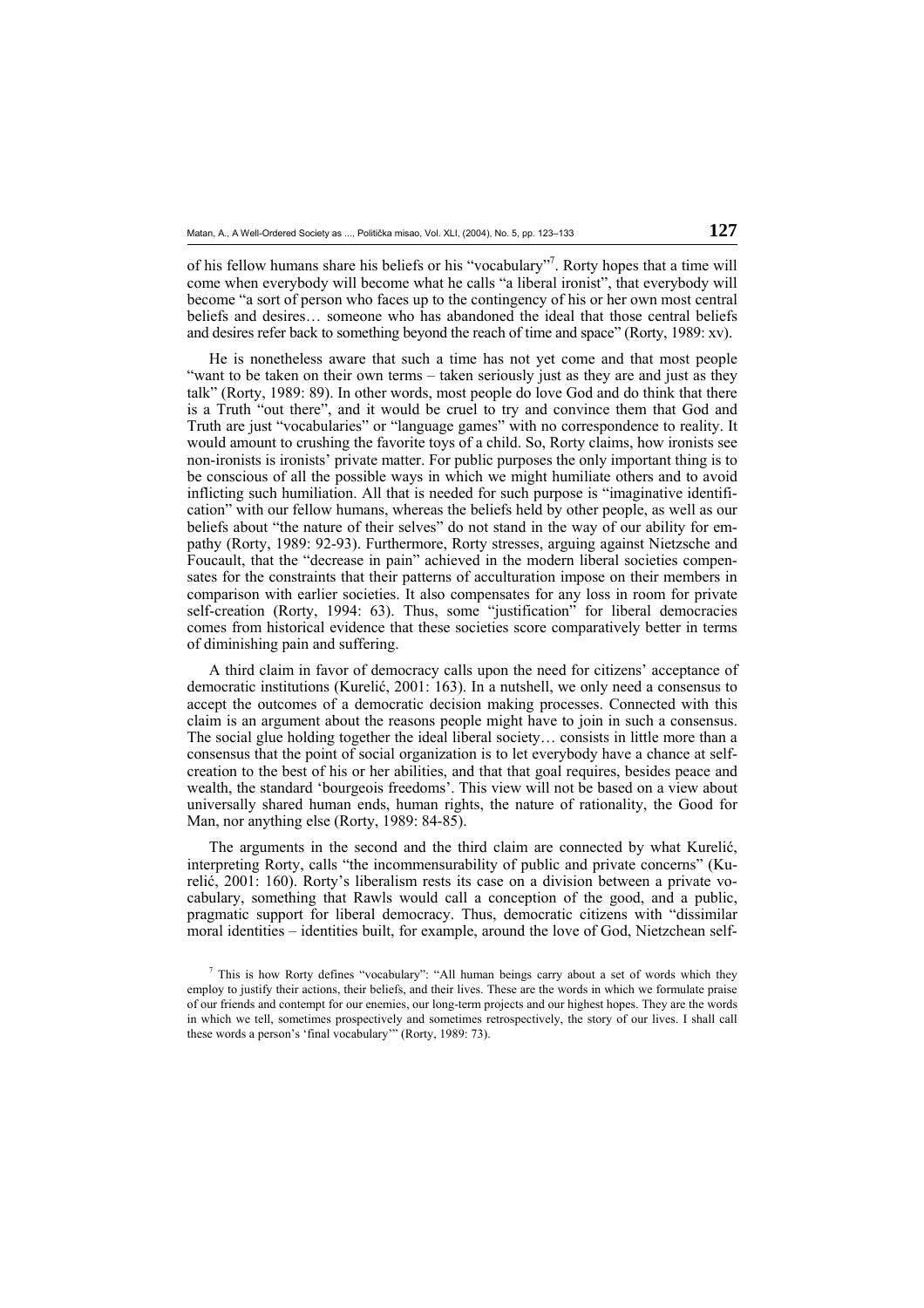of his fellow humans share his beliefs or his "vocabulary"[7]. Rorty hopes that a time will come when everybody will become what he calls "a liberal ironist", that everybody will become "a sort of person who faces up to the contingency of his or her own most central beliefs and desires… someone who has abandoned the ideal that those central beliefs and desires refer back to something beyond the reach of time and space" (Rorty, 1989: xv).

He is nonetheless aware that such a time has not yet come and that most people "want to be taken on their own terms – taken seriously just as they are and just as they talk" (Rorty, 1989: 89). In other words, most people do love God and do think that there is a Truth "out there", and it would be cruel to try and convince them that God and Truth are just "vocabularies" or "language games" with no correspondence to reality. It would amount to crushing the favorite toys of a child. So, Rorty claims, how ironists see non-ironists is ironists' private matter. For public purposes the only important thing is to be conscious of all the possible ways in which we might humiliate others and to avoid inflicting such humiliation. All that is needed for such purpose is "imaginative identification" with our fellow humans, whereas the beliefs held by other people, as well as our beliefs about "the nature of their selves" do not stand in the way of our ability for empathy (Rorty, 1989: 92-93). Furthermore, Rorty stresses, arguing against Nietzsche and Foucault, that the "decrease in pain" achieved in the modern liberal societies compensates for the constraints that their patterns of acculturation impose on their members in comparison with earlier societies. It also compensates for any loss in room for private self-creation (Rorty, 1994: 63). Thus, some "justification" for liberal democracies comes from historical evidence that these societies score comparatively better in terms of diminishing pain and suffering.

A third claim in favor of democracy calls upon the need for citizens' acceptance of democratic institutions (Kurelić, 2001: 163). In a nutshell, we only need a consensus to accept the outcomes of a democratic decision making processes. Connected with this claim is an argument about the reasons people might have to join in such a consensus. The social glue holding together the ideal liberal society… consists in little more than a consensus that the point of social organization is to let everybody have a chance at self-creation to the best of his or her abilities, and that that goal requires, besides peace and wealth, the standard 'bourgeois freedoms'. This view will not be based on a view about universally shared human ends, human rights, the nature of rationality, the Good for Man, nor anything else (Rorty, 1989: 84-85).

The arguments in the second and the third claim are connected by what Kurelić, interpreting Rorty, calls "the incommensurability of public and private concerns" (Kurelić, 2001: 160). Rorty's liberalism rests its case on a division between a private vocabulary, something that Rawls would call a conception of the good, and a public, pragmatic support for liberal democracy. Thus, democratic citizens with "dissimilar moral identities – identities built, for example, around the love of God, Nietzchean self-

[7] This is how Rorty defines "vocabulary": "All human beings carry about a set of words which they employ to justify their actions, their beliefs, and their lives. These are the words in which we formulate praise of our friends and contempt for our enemies, our long-term projects and our highest hopes. They are the words in which we tell, sometimes prospectively and sometimes retrospectively, the story of our lives. I shall call these words a person's 'final vocabulary'" (Rorty, 1989: 73).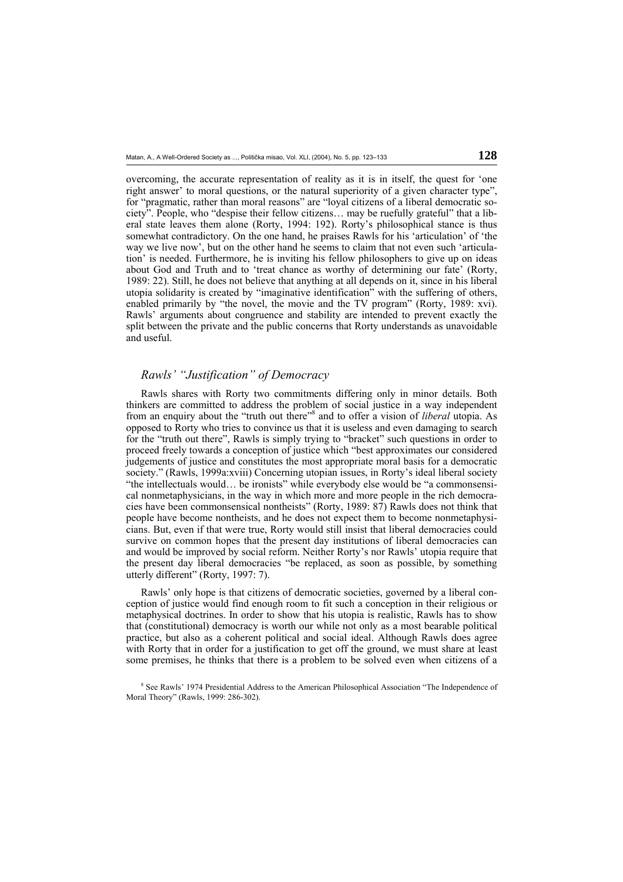overcoming, the accurate representation of reality as it is in itself, the quest for 'one right answer' to moral questions, or the natural superiority of a given character type", for "pragmatic, rather than moral reasons" are "loyal citizens of a liberal democratic society". People, who "despise their fellow citizens… may be ruefully grateful" that a liberal state leaves them alone (Rorty, 1994: 192). Rorty's philosophical stance is thus somewhat contradictory. On the one hand, he praises Rawls for his 'articulation' of 'the way we live now', but on the other hand he seems to claim that not even such 'articulation' is needed. Furthermore, he is inviting his fellow philosophers to give up on ideas about God and Truth and to 'treat chance as worthy of determining our fate' (Rorty, 1989: 22). Still, he does not believe that anything at all depends on it, since in his liberal utopia solidarity is created by "imaginative identification" with the suffering of others, enabled primarily by "the novel, the movie and the TV program" (Rorty, 1989: xvi). Rawls' arguments about congruence and stability are intended to prevent exactly the split between the private and the public concerns that Rorty understands as unavoidable and useful.

### *Rawls' "Justification" of Democracy*

Rawls shares with Rorty two commitments differing only in minor details. Both thinkers are committed to address the problem of social justice in a way independent from an enquiry about the "truth out there"[8] and to offer a vision of *liberal* utopia. As opposed to Rorty who tries to convince us that it is useless and even damaging to search for the "truth out there", Rawls is simply trying to "bracket" such questions in order to proceed freely towards a conception of justice which "best approximates our considered judgements of justice and constitutes the most appropriate moral basis for a democratic society." (Rawls, 1999a:xviii) Concerning utopian issues, in Rorty's ideal liberal society "the intellectuals would… be ironists" while everybody else would be "a commonsensical nonmetaphysicians, in the way in which more and more people in the rich democracies have been commonsensical nontheists" (Rorty, 1989: 87) Rawls does not think that people have become nontheists, and he does not expect them to become nonmetaphysicians. But, even if that were true, Rorty would still insist that liberal democracies could survive on common hopes that the present day institutions of liberal democracies can and would be improved by social reform. Neither Rorty's nor Rawls' utopia require that the present day liberal democracies "be replaced, as soon as possible, by something utterly different" (Rorty, 1997: 7).

Rawls' only hope is that citizens of democratic societies, governed by a liberal conception of justice would find enough room to fit such a conception in their religious or metaphysical doctrines. In order to show that his utopia is realistic, Rawls has to show that (constitutional) democracy is worth our while not only as a most bearable political practice, but also as a coherent political and social ideal. Although Rawls does agree with Rorty that in order for a justification to get off the ground, we must share at least some premises, he thinks that there is a problem to be solved even when citizens of a

[8] See Rawls' 1974 Presidential Address to the American Philosophical Association "The Independence of Moral Theory" (Rawls, 1999: 286-302).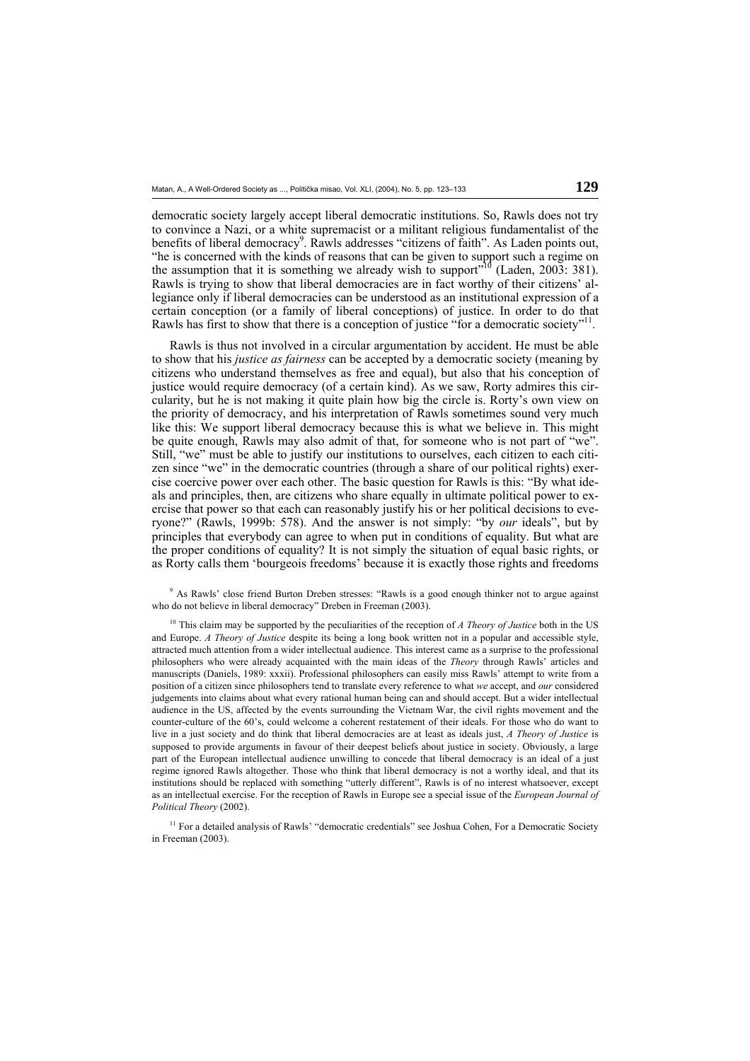democratic society largely accept liberal democratic institutions. So, Rawls does not try to convince a Nazi, or a white supremacist or a militant religious fundamentalist of the benefits of liberal democracy[9]. Rawls addresses "citizens of faith". As Laden points out, "he is concerned with the kinds of reasons that can be given to support such a regime on the assumption that it is something we already wish to support"[10] (Laden, 2003: 381). Rawls is trying to show that liberal democracies are in fact worthy of their citizens' allegiance only if liberal democracies can be understood as an institutional expression of a certain conception (or a family of liberal conceptions) of justice. In order to do that Rawls has first to show that there is a conception of justice "for a democratic society"[11].

Rawls is thus not involved in a circular argumentation by accident. He must be able to show that his *justice as fairness* can be accepted by a democratic society (meaning by citizens who understand themselves as free and equal), but also that his conception of justice would require democracy (of a certain kind). As we saw, Rorty admires this circularity, but he is not making it quite plain how big the circle is. Rorty's own view on the priority of democracy, and his interpretation of Rawls sometimes sound very much like this: We support liberal democracy because this is what we believe in. This might be quite enough, Rawls may also admit of that, for someone who is not part of "we". Still, "we" must be able to justify our institutions to ourselves, each citizen to each citizen since "we" in the democratic countries (through a share of our political rights) exercise coercive power over each other. The basic question for Rawls is this: "By what ideals and principles, then, are citizens who share equally in ultimate political power to exercise that power so that each can reasonably justify his or her political decisions to everyone?" (Rawls, 1999b: 578). And the answer is not simply: "by *our* ideals", but by principles that everybody can agree to when put in conditions of equality. But what are the proper conditions of equality? It is not simply the situation of equal basic rights, or as Rorty calls them 'bourgeois freedoms' because it is exactly those rights and freedoms

[9] As Rawls' close friend Burton Dreben stresses: "Rawls is a good enough thinker not to argue against who do not believe in liberal democracy" Dreben in Freeman (2003).

[10] This claim may be supported by the peculiarities of the reception of *A Theory of Justice* both in the US and Europe. *A Theory of Justice* despite its being a long book written not in a popular and accessible style, attracted much attention from a wider intellectual audience. This interest came as a surprise to the professional philosophers who were already acquainted with the main ideas of the *Theory* through Rawls' articles and manuscripts (Daniels, 1989: xxxii). Professional philosophers can easily miss Rawls' attempt to write from a position of a citizen since philosophers tend to translate every reference to what *we* accept, and *our* considered judgements into claims about what every rational human being can and should accept. But a wider intellectual audience in the US, affected by the events surrounding the Vietnam War, the civil rights movement and the counter-culture of the 60's, could welcome a coherent restatement of their ideals. For those who do want to live in a just society and do think that liberal democracies are at least as ideals just, *A Theory of Justice* is supposed to provide arguments in favour of their deepest beliefs about justice in society. Obviously, a large part of the European intellectual audience unwilling to concede that liberal democracy is an ideal of a just regime ignored Rawls altogether. Those who think that liberal democracy is not a worthy ideal, and that its institutions should be replaced with something "utterly different", Rawls is of no interest whatsoever, except as an intellectual exercise. For the reception of Rawls in Europe see a special issue of the *European Journal of Political Theory* (2002).

[11] For a detailed analysis of Rawls' "democratic credentials" see Joshua Cohen, For a Democratic Society in Freeman (2003).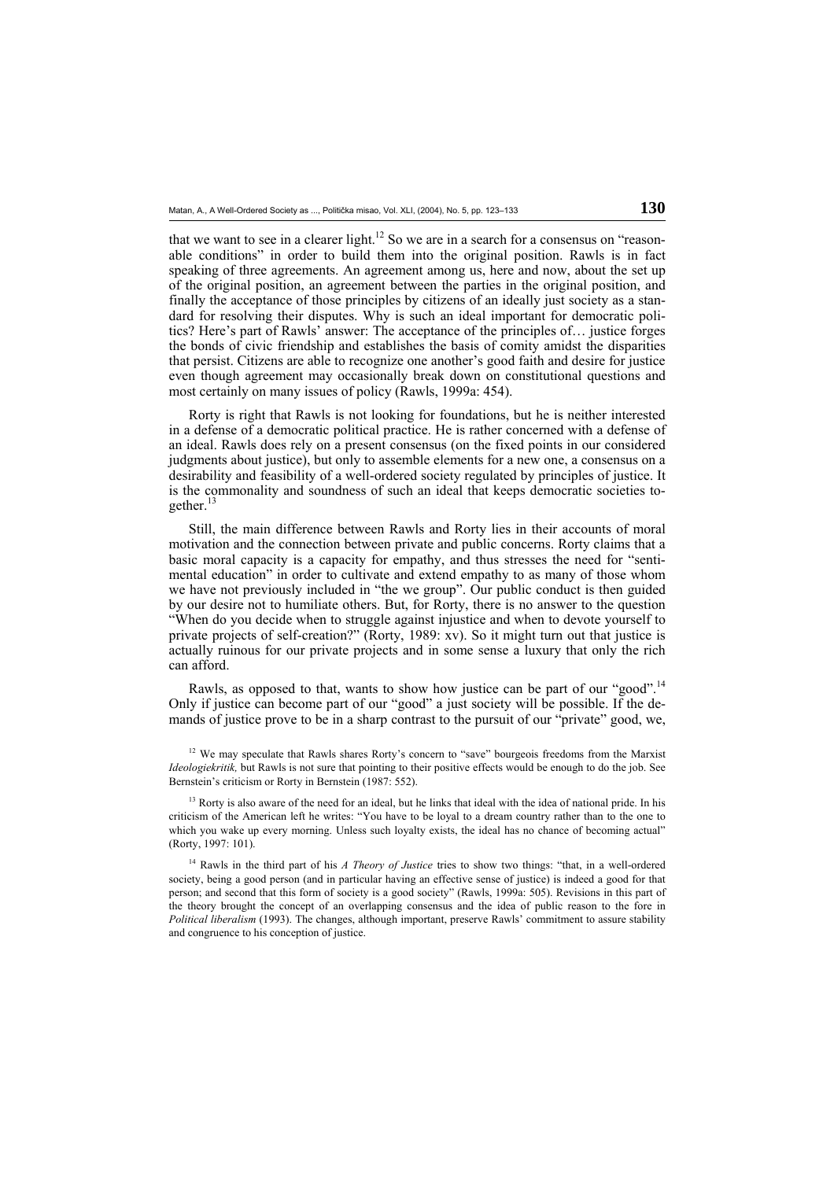that we want to see in a clearer light.[12] So we are in a search for a consensus on "reasonable conditions" in order to build them into the original position. Rawls is in fact speaking of three agreements. An agreement among us, here and now, about the set up of the original position, an agreement between the parties in the original position, and finally the acceptance of those principles by citizens of an ideally just society as a standard for resolving their disputes. Why is such an ideal important for democratic politics? Here's part of Rawls' answer: The acceptance of the principles of… justice forges the bonds of civic friendship and establishes the basis of comity amidst the disparities that persist. Citizens are able to recognize one another's good faith and desire for justice even though agreement may occasionally break down on constitutional questions and most certainly on many issues of policy (Rawls, 1999a: 454).

Rorty is right that Rawls is not looking for foundations, but he is neither interested in a defense of a democratic political practice. He is rather concerned with a defense of an ideal. Rawls does rely on a present consensus (on the fixed points in our considered judgments about justice), but only to assemble elements for a new one, a consensus on a desirability and feasibility of a well-ordered society regulated by principles of justice. It is the commonality and soundness of such an ideal that keeps democratic societies together.[13]

Still, the main difference between Rawls and Rorty lies in their accounts of moral motivation and the connection between private and public concerns. Rorty claims that a basic moral capacity is a capacity for empathy, and thus stresses the need for "sentimental education" in order to cultivate and extend empathy to as many of those whom we have not previously included in "the we group". Our public conduct is then guided by our desire not to humiliate others. But, for Rorty, there is no answer to the question "When do you decide when to struggle against injustice and when to devote yourself to private projects of self-creation?" (Rorty, 1989: xv). So it might turn out that justice is actually ruinous for our private projects and in some sense a luxury that only the rich can afford.

Rawls, as opposed to that, wants to show how justice can be part of our "good".[14] Only if justice can become part of our "good" a just society will be possible. If the demands of justice prove to be in a sharp contrast to the pursuit of our "private" good, we,

[12] We may speculate that Rawls shares Rorty's concern to "save" bourgeois freedoms from the Marxist *Ideologiekritik,* but Rawls is not sure that pointing to their positive effects would be enough to do the job. See Bernstein's criticism or Rorty in Bernstein (1987: 552).

[13] Rorty is also aware of the need for an ideal, but he links that ideal with the idea of national pride. In his criticism of the American left he writes: "You have to be loyal to a dream country rather than to the one to which you wake up every morning. Unless such loyalty exists, the ideal has no chance of becoming actual" (Rorty, 1997: 101).

[14] Rawls in the third part of his *A Theory of Justice* tries to show two things: "that, in a well-ordered society, being a good person (and in particular having an effective sense of justice) is indeed a good for that person; and second that this form of society is a good society" (Rawls, 1999a: 505). Revisions in this part of the theory brought the concept of an overlapping consensus and the idea of public reason to the fore in *Political liberalism* (1993). The changes, although important, preserve Rawls' commitment to assure stability and congruence to his conception of justice.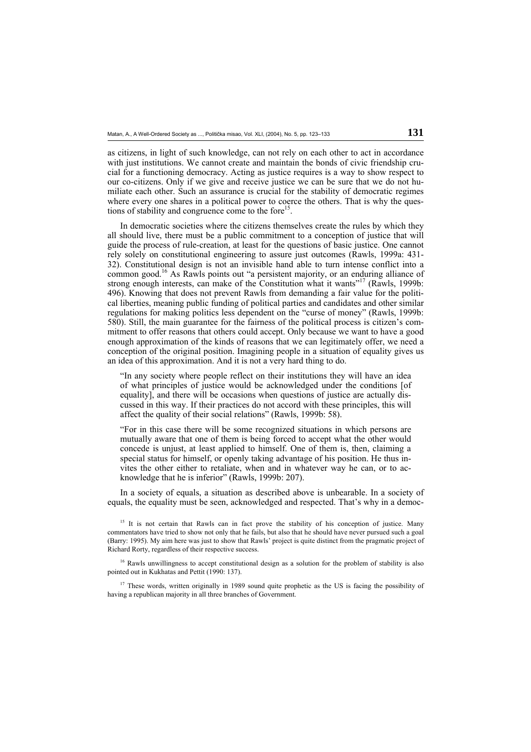as citizens, in light of such knowledge, can not rely on each other to act in accordance with just institutions. We cannot create and maintain the bonds of civic friendship crucial for a functioning democracy. Acting as justice requires is a way to show respect to our co-citizens. Only if we give and receive justice we can be sure that we do not humiliate each other. Such an assurance is crucial for the stability of democratic regimes where every one shares in a political power to coerce the others. That is why the questions of stability and congruence come to the fore[15].

In democratic societies where the citizens themselves create the rules by which they all should live, there must be a public commitment to a conception of justice that will guide the process of rule-creation, at least for the questions of basic justice. One cannot rely solely on constitutional engineering to assure just outcomes (Rawls, 1999a: 431-32). Constitutional design is not an invisible hand able to turn intense conflict into a common good.[16] As Rawls points out "a persistent majority, or an enduring alliance of strong enough interests, can make of the Constitution what it wants"[17] (Rawls, 1999b: 496). Knowing that does not prevent Rawls from demanding a fair value for the political liberties, meaning public funding of political parties and candidates and other similar regulations for making politics less dependent on the "curse of money" (Rawls, 1999b: 580). Still, the main guarantee for the fairness of the political process is citizen's commitment to offer reasons that others could accept. Only because we want to have a good enough approximation of the kinds of reasons that we can legitimately offer, we need a conception of the original position. Imagining people in a situation of equality gives us an idea of this approximation. And it is not a very hard thing to do.

> "In any society where people reflect on their institutions they will have an idea of what principles of justice would be acknowledged under the conditions [of equality], and there will be occasions when questions of justice are actually discussed in this way. If their practices do not accord with these principles, this will affect the quality of their social relations" (Rawls, 1999b: 58).

> "For in this case there will be some recognized situations in which persons are mutually aware that one of them is being forced to accept what the other would concede is unjust, at least applied to himself. One of them is, then, claiming a special status for himself, or openly taking advantage of his position. He thus invites the other either to retaliate, when and in whatever way he can, or to acknowledge that he is inferior" (Rawls, 1999b: 207).

In a society of equals, a situation as described above is unbearable. In a society of equals, the equality must be seen, acknowledged and respected. That's why in a democ-

---

[15] It is not certain that Rawls can in fact prove the stability of his conception of justice. Many commentators have tried to show not only that he fails, but also that he should have never pursued such a goal (Barry: 1995). My aim here was just to show that Rawls' project is quite distinct from the pragmatic project of Richard Rorty, regardless of their respective success.

[16] Rawls unwillingness to accept constitutional design as a solution for the problem of stability is also pointed out in Kukhatas and Pettit (1990: 137).

[17] These words, written originally in 1989 sound quite prophetic as the US is facing the possibility of having a republican majority in all three branches of Government.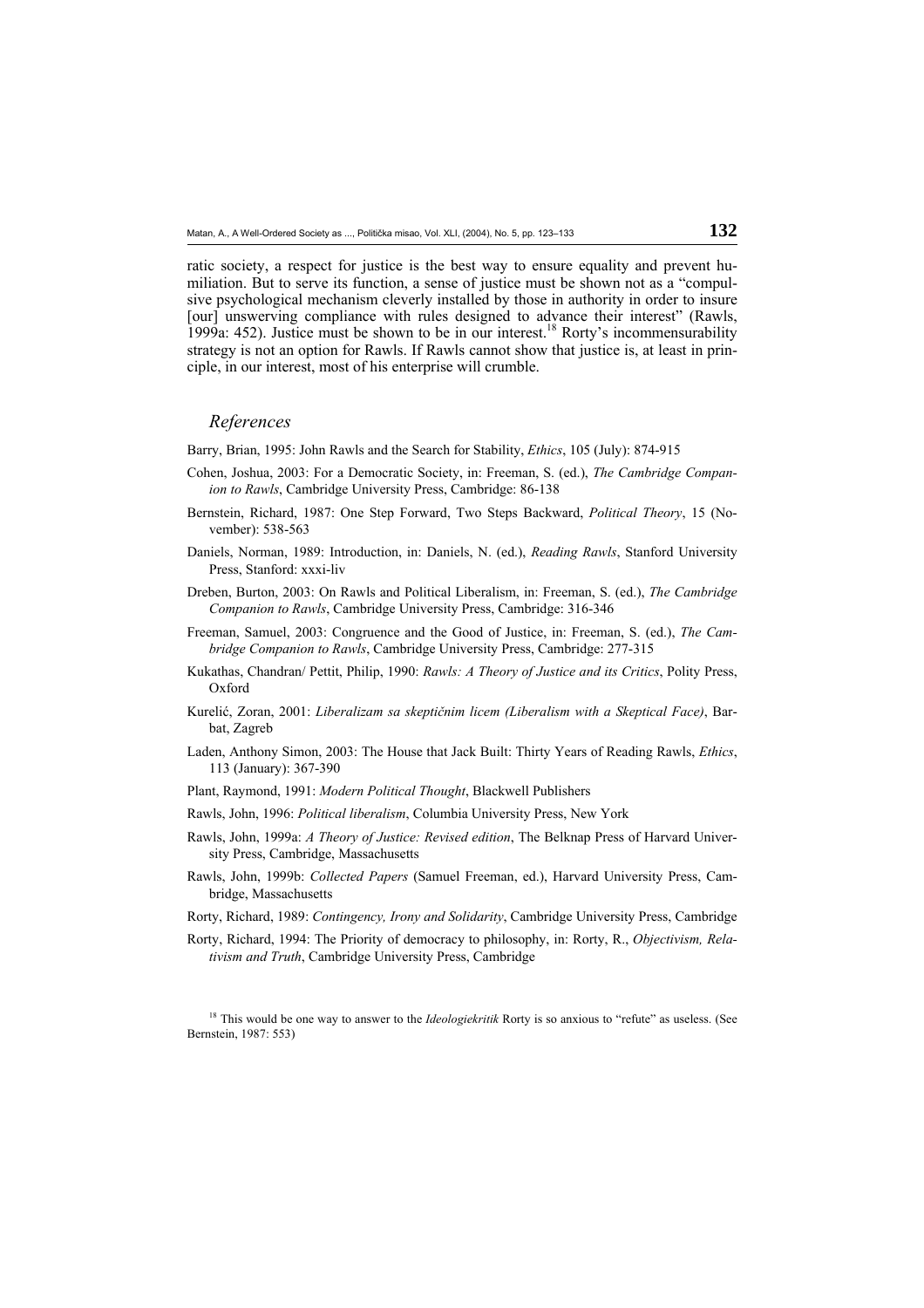ratic society, a respect for justice is the best way to ensure equality and prevent humiliation. But to serve its function, a sense of justice must be shown not as a "compulsive psychological mechanism cleverly installed by those in authority in order to insure [our] unswerving compliance with rules designed to advance their interest" (Rawls, 1999a: 452). Justice must be shown to be in our interest.[18] Rorty's incommensurability strategy is not an option for Rawls. If Rawls cannot show that justice is, at least in principle, in our interest, most of his enterprise will crumble.

## *References*

Barry, Brian, 1995: John Rawls and the Search for Stability, *Ethics*, 105 (July): 874-915

Cohen, Joshua, 2003: For a Democratic Society, in: Freeman, S. (ed.), *The Cambridge Companion to Rawls*, Cambridge University Press, Cambridge: 86-138

Bernstein, Richard, 1987: One Step Forward, Two Steps Backward, *Political Theory*, 15 (November): 538-563

Daniels, Norman, 1989: Introduction, in: Daniels, N. (ed.), *Reading Rawls*, Stanford University Press, Stanford: xxxi-liv

Dreben, Burton, 2003: On Rawls and Political Liberalism, in: Freeman, S. (ed.), *The Cambridge Companion to Rawls*, Cambridge University Press, Cambridge: 316-346

Freeman, Samuel, 2003: Congruence and the Good of Justice, in: Freeman, S. (ed.), *The Cambridge Companion to Rawls*, Cambridge University Press, Cambridge: 277-315

Kukathas, Chandran/ Pettit, Philip, 1990: *Rawls: A Theory of Justice and its Critics*, Polity Press, Oxford

Kurelić, Zoran, 2001: *Liberalizam sa skeptičnim licem (Liberalism with a Skeptical Face)*, Barbat, Zagreb

Laden, Anthony Simon, 2003: The House that Jack Built: Thirty Years of Reading Rawls, *Ethics*, 113 (January): 367-390

Plant, Raymond, 1991: *Modern Political Thought*, Blackwell Publishers

Rawls, John, 1996: *Political liberalism*, Columbia University Press, New York

Rawls, John, 1999a: *A Theory of Justice: Revised edition*, The Belknap Press of Harvard University Press, Cambridge, Massachusetts

Rawls, John, 1999b: *Collected Papers* (Samuel Freeman, ed.), Harvard University Press, Cambridge, Massachusetts

Rorty, Richard, 1989: *Contingency, Irony and Solidarity*, Cambridge University Press, Cambridge

Rorty, Richard, 1994: The Priority of democracy to philosophy, in: Rorty, R., *Objectivism, Relativism and Truth*, Cambridge University Press, Cambridge

[18] This would be one way to answer to the *Ideologiekritik* Rorty is so anxious to "refute" as useless. (See Bernstein, 1987: 553)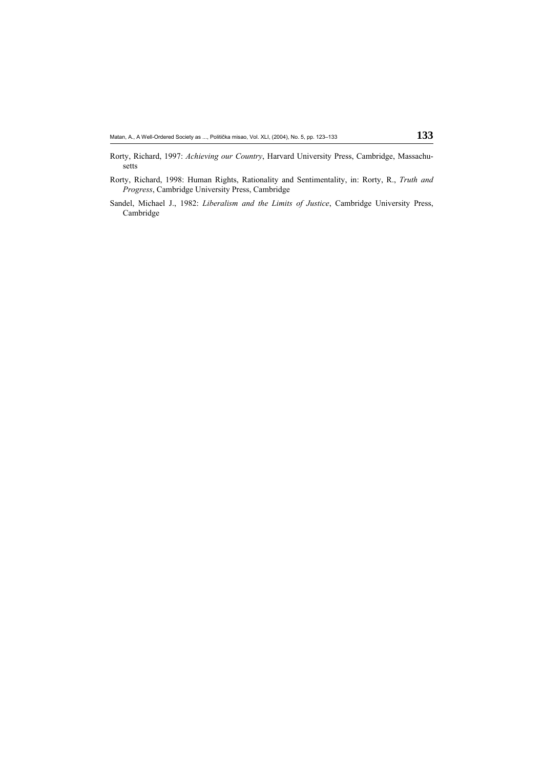Rorty, Richard, 1997: *Achieving our Country*, Harvard University Press, Cambridge, Massachusetts

Rorty, Richard, 1998: Human Rights, Rationality and Sentimentality, in: Rorty, R., *Truth and Progress*, Cambridge University Press, Cambridge

Sandel, Michael J., 1982: *Liberalism and the Limits of Justice*, Cambridge University Press, Cambridge